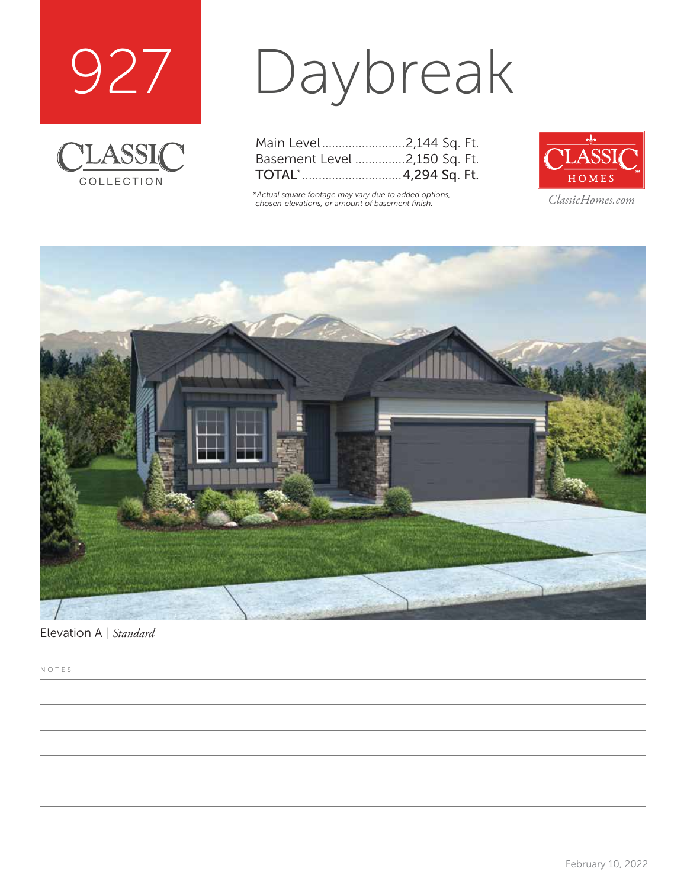# 927 Daybreak

CLASSIC COLLECTION

| | |
|---|---|
| Main Level | 2,144 Sq. Ft. |
| Basement Level | 2,150 Sq. Ft. |
| **TOTAL*** | **4,294 Sq. Ft.** |

**Actual square footage may vary due to added options, chosen elevations, or amount of basement finish.*

CLASSIC HOMES

*ClassicHomes.com*

Elevation A | *Standard*

NOTES

February 10, 2022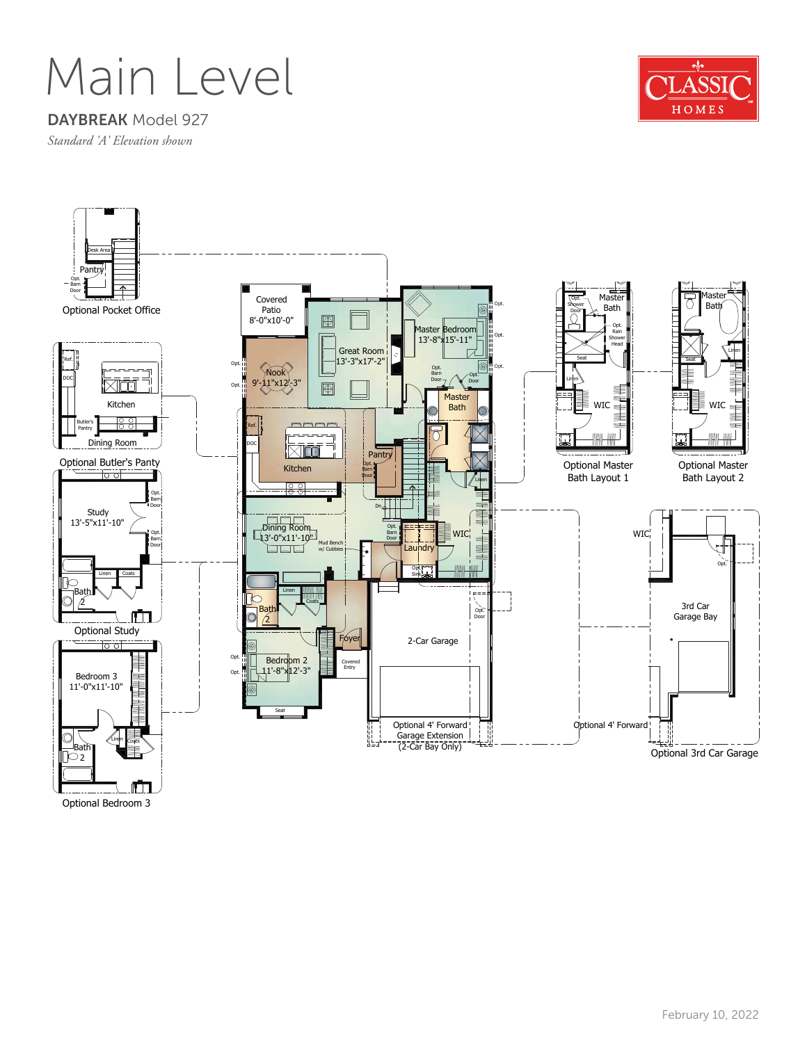# Main Level

**DAYBREAK** Model 927

*Standard 'A' Elevation shown*

CLASSIC HOMES

Optional Pocket Office

Desk Area

Pantry

Opt. Barn Door

Optional Butler's Panty

Ref.

DOC

Kitchen

Butler's Pantry

Dining Room

Optional Study

Study 13'-5"x11'-10"

Opt. Barn Door

Opt. Barn Door

Linen

Coats

Bath 2

Optional Bedroom 3

Bedroom 3 11'-0"x11'-10"

Linen

Coats

Bath 2

Covered Patio 8'-0"x10'-0"

Great Room 13'-3"x17'-2"

Master Bedroom 13'-8"x15'-11"

Opt.

Opt.

Opt.

Nook 9'-11"x12'-3"

Opt.

Opt.

Opt. Barn Door

Opt. Door

Master Bath

Ref.

DOC

Kitchen

Pantry

Opt. Barn Door

Linen

Dn

Dining Room 13'-0"x11'-10"

Mud Bench w/ Cubbies

Opt. Barn Door

Laundry

WIC

Opt. Sink

Linen

Coats

Bath 2

Foyer

Opt. Door

2-Car Garage

Bedroom 2 11'-8"x12'-3"

Opt.

Opt.

Covered Entry

Seat

Optional 4' Forward Garage Extension (2-Car Bay Only)

Optional Master Bath Layout 1

Master Bath

Opt. Shower Door

Opt. Rain Shower Head

Seat

Linen

WIC

Optional Master Bath Layout 2

Master Bath

Linen

Seat

WIC

Optional 3rd Car Garage

WIC

Opt.

3rd Car Garage Bay

Optional 4' Forward

February 10, 2022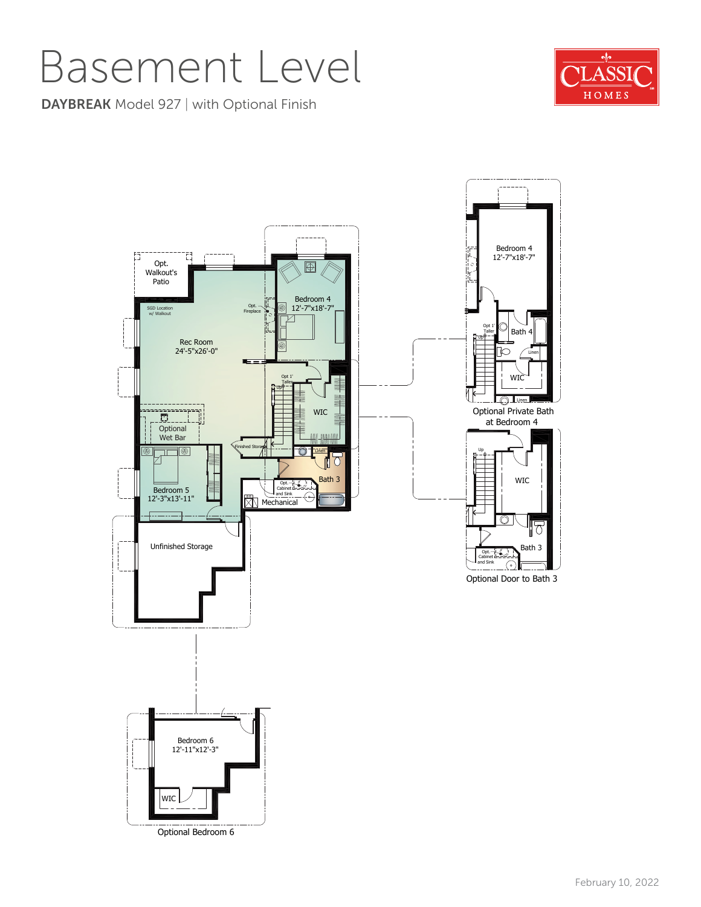# Basement Level

**DAYBREAK** Model 927 | with Optional Finish

CLASSIC HOMES

Opt. Walkout's Patio

SGD Location w/ Walkout

Opt. Fireplace

Bedroom 4
12'-7"x18'-7"

Rec Room
24'-5"x26'-0"

Opt 1' Taller

Up

WIC

Optional Wet Bar

Finished Storage

Linen

Bedroom 5
12'-3"x13'-11"

Bath 3

Opt. Cabinet and Sink

Mechanical

Unfinished Storage

Bedroom 4
12'-7"x18'-7"

Opt 1' Taller

Up

Bath 4

Linen

WIC

Linen

Optional Private Bath at Bedroom 4

Up

WIC

Bath 3

Opt. Cabinet and Sink

Optional Door to Bath 3

Bedroom 6
12'-11"x12'-3"

WIC

Optional Bedroom 6

February 10, 2022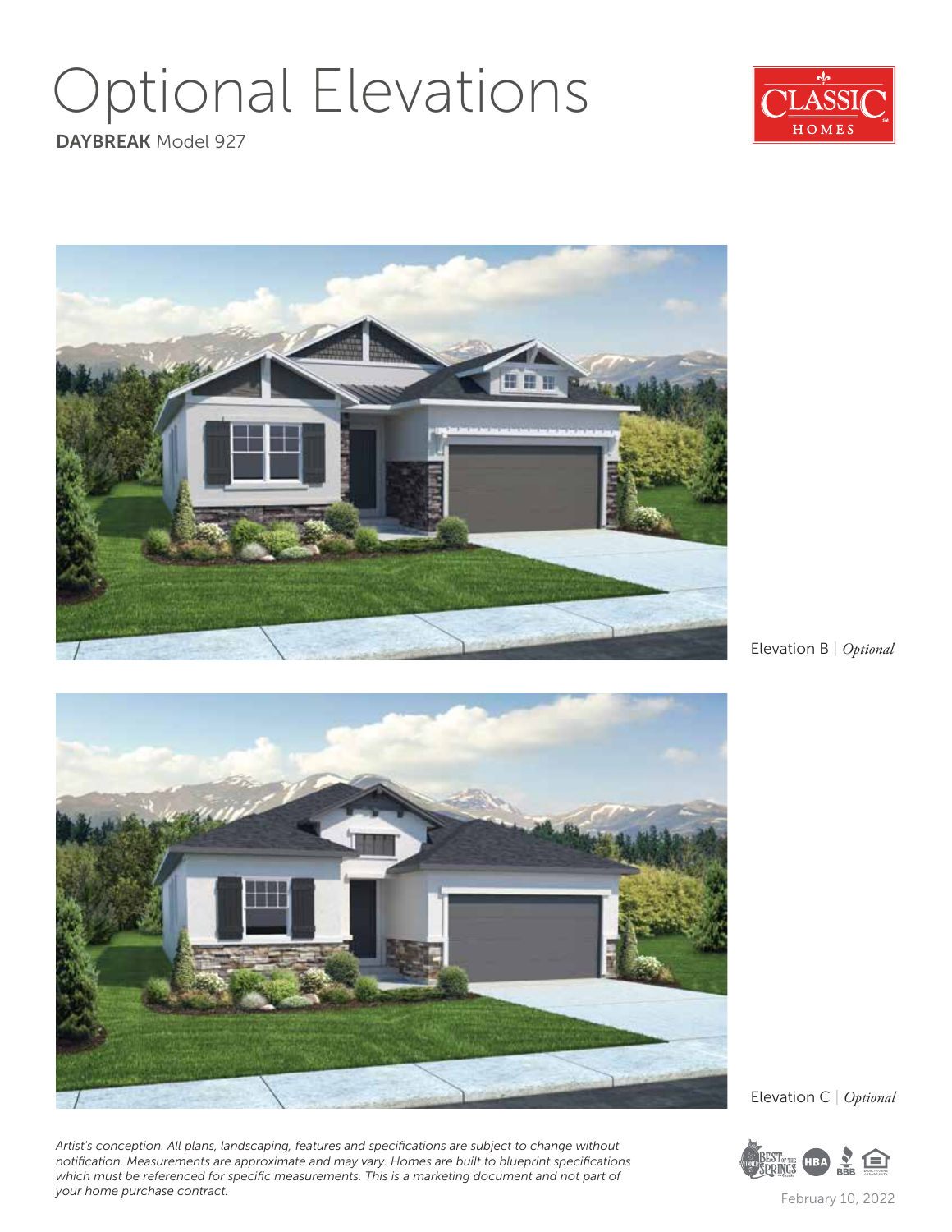# Optional Elevations

**DAYBREAK** Model 927

Elevation B | *Optional*

Elevation C | *Optional*

*Artist's conception. All plans, landscaping, features and specifications are subject to change without notification. Measurements are approximate and may vary. Homes are built to blueprint specifications which must be referenced for specific measurements. This is a marketing document and not part of your home purchase contract.*

February 10, 2022